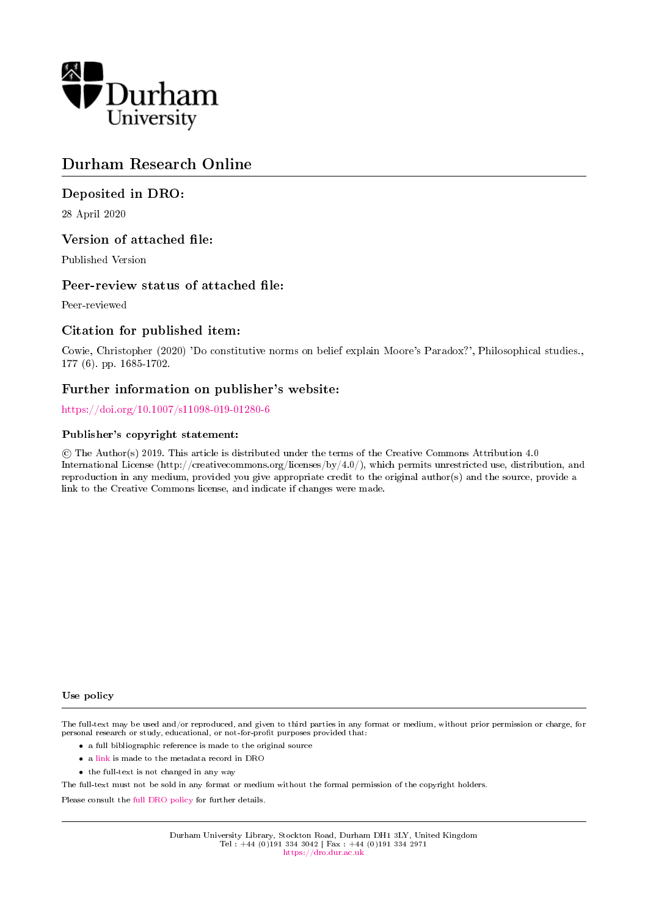Durham University

# Durham Research Online

## Deposited in DRO:

28 April 2020

## Version of attached file:

Published Version

## Peer-review status of attached file:

Peer-reviewed

## Citation for published item:

Cowie, Christopher (2020) 'Do constitutive norms on belief explain Moore's Paradox?', Philosophical studies., 177 (6). pp. 1685-1702.

## Further information on publisher's website:

https://doi.org/10.1007/s11098-019-01280-6

### Publisher's copyright statement:

© The Author(s) 2019. This article is distributed under the terms of the Creative Commons Attribution 4.0 International License (http://creativecommons.org/licenses/by/4.0/), which permits unrestricted use, distribution, and reproduction in any medium, provided you give appropriate credit to the original author(s) and the source, provide a link to the Creative Commons license, and indicate if changes were made.

### Use policy

The full-text may be used and/or reproduced, and given to third parties in any format or medium, without prior permission or charge, for personal research or study, educational, or not-for-profit purposes provided that:

- a full bibliographic reference is made to the original source
- a link is made to the metadata record in DRO
- the full-text is not changed in any way

The full-text must not be sold in any format or medium without the formal permission of the copyright holders.

Please consult the full DRO policy for further details.

Durham University Library, Stockton Road, Durham DH1 3LY, United Kingdom
Tel : +44 (0)191 334 3042 | Fax : +44 (0)191 334 2971
https://dro.dur.ac.uk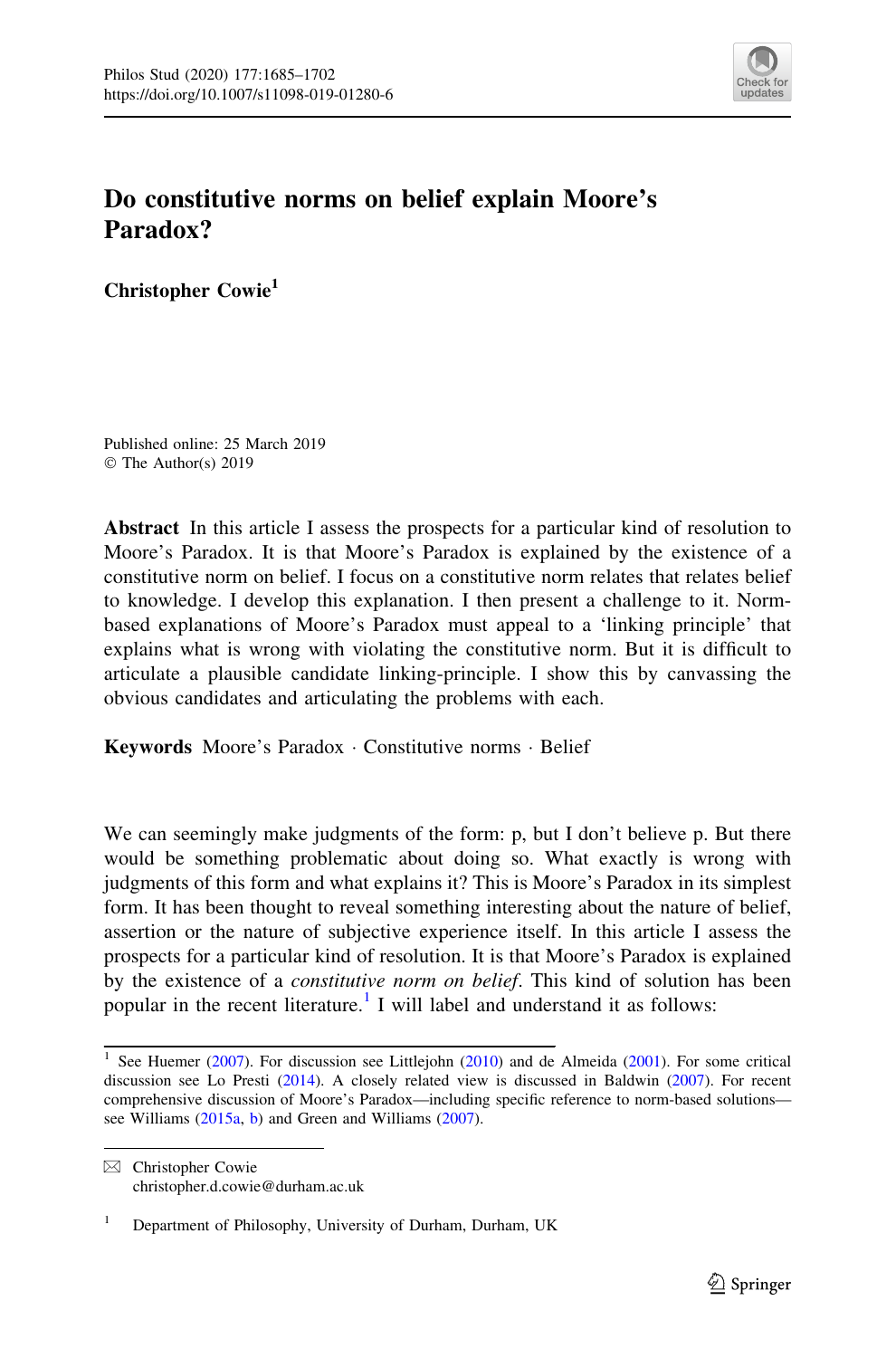# Do constitutive norms on belief explain Moore's Paradox?

**Christopher Cowie**[1]

Published online: 25 March 2019
© The Author(s) 2019

**Abstract** In this article I assess the prospects for a particular kind of resolution to Moore's Paradox. It is that Moore's Paradox is explained by the existence of a constitutive norm on belief. I focus on a constitutive norm relates that relates belief to knowledge. I develop this explanation. I then present a challenge to it. Norm-based explanations of Moore's Paradox must appeal to a 'linking principle' that explains what is wrong with violating the constitutive norm. But it is difficult to articulate a plausible candidate linking-principle. I show this by canvassing the obvious candidates and articulating the problems with each.

**Keywords** Moore's Paradox · Constitutive norms · Belief

We can seemingly make judgments of the form: p, but I don't believe p. But there would be something problematic about doing so. What exactly is wrong with judgments of this form and what explains it? This is Moore's Paradox in its simplest form. It has been thought to reveal something interesting about the nature of belief, assertion or the nature of subjective experience itself. In this article I assess the prospects for a particular kind of resolution. It is that Moore's Paradox is explained by the existence of a *constitutive norm on belief*. This kind of solution has been popular in the recent literature.[1] I will label and understand it as follows:

---

[1] See Huemer (2007). For discussion see Littlejohn (2010) and de Almeida (2001). For some critical discussion see Lo Presti (2014). A closely related view is discussed in Baldwin (2007). For recent comprehensive discussion of Moore's Paradox—including specific reference to norm-based solutions—see Williams (2015a, b) and Green and Williams (2007).

---

✉ Christopher Cowie
christopher.d.cowie@durham.ac.uk

[1] Department of Philosophy, University of Durham, Durham, UK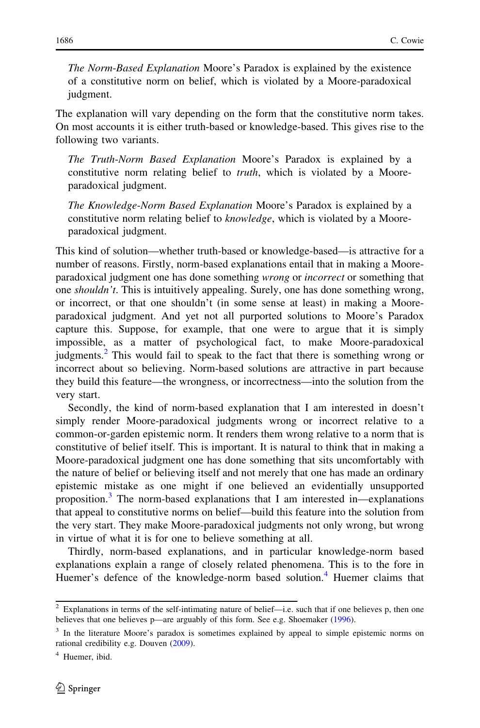*The Norm-Based Explanation* Moore's Paradox is explained by the existence of a constitutive norm on belief, which is violated by a Moore-paradoxical judgment.

The explanation will vary depending on the form that the constitutive norm takes. On most accounts it is either truth-based or knowledge-based. This gives rise to the following two variants.

*The Truth-Norm Based Explanation* Moore's Paradox is explained by a constitutive norm relating belief to *truth*, which is violated by a Moore-paradoxical judgment.

*The Knowledge-Norm Based Explanation* Moore's Paradox is explained by a constitutive norm relating belief to *knowledge*, which is violated by a Moore-paradoxical judgment.

This kind of solution—whether truth-based or knowledge-based—is attractive for a number of reasons. Firstly, norm-based explanations entail that in making a Moore-paradoxical judgment one has done something *wrong* or *incorrect* or something that one *shouldn't*. This is intuitively appealing. Surely, one has done something wrong, or incorrect, or that one shouldn't (in some sense at least) in making a Moore-paradoxical judgment. And yet not all purported solutions to Moore's Paradox capture this. Suppose, for example, that one were to argue that it is simply impossible, as a matter of psychological fact, to make Moore-paradoxical judgments.[2] This would fail to speak to the fact that there is something wrong or incorrect about so believing. Norm-based solutions are attractive in part because they build this feature—the wrongness, or incorrectness—into the solution from the very start.

Secondly, the kind of norm-based explanation that I am interested in doesn't simply render Moore-paradoxical judgments wrong or incorrect relative to a common-or-garden epistemic norm. It renders them wrong relative to a norm that is constitutive of belief itself. This is important. It is natural to think that in making a Moore-paradoxical judgment one has done something that sits uncomfortably with the nature of belief or believing itself and not merely that one has made an ordinary epistemic mistake as one might if one believed an evidentially unsupported proposition.[3] The norm-based explanations that I am interested in—explanations that appeal to constitutive norms on belief—build this feature into the solution from the very start. They make Moore-paradoxical judgments not only wrong, but wrong in virtue of what it is for one to believe something at all.

Thirdly, norm-based explanations, and in particular knowledge-norm based explanations explain a range of closely related phenomena. This is to the fore in Huemer's defence of the knowledge-norm based solution.[4] Huemer claims that

---

[2] Explanations in terms of the self-intimating nature of belief—i.e. such that if one believes p, then one believes that one believes p—are arguably of this form. See e.g. Shoemaker (1996).

[3] In the literature Moore's paradox is sometimes explained by appeal to simple epistemic norms on rational credibility e.g. Douven (2009).

[4] Huemer, ibid.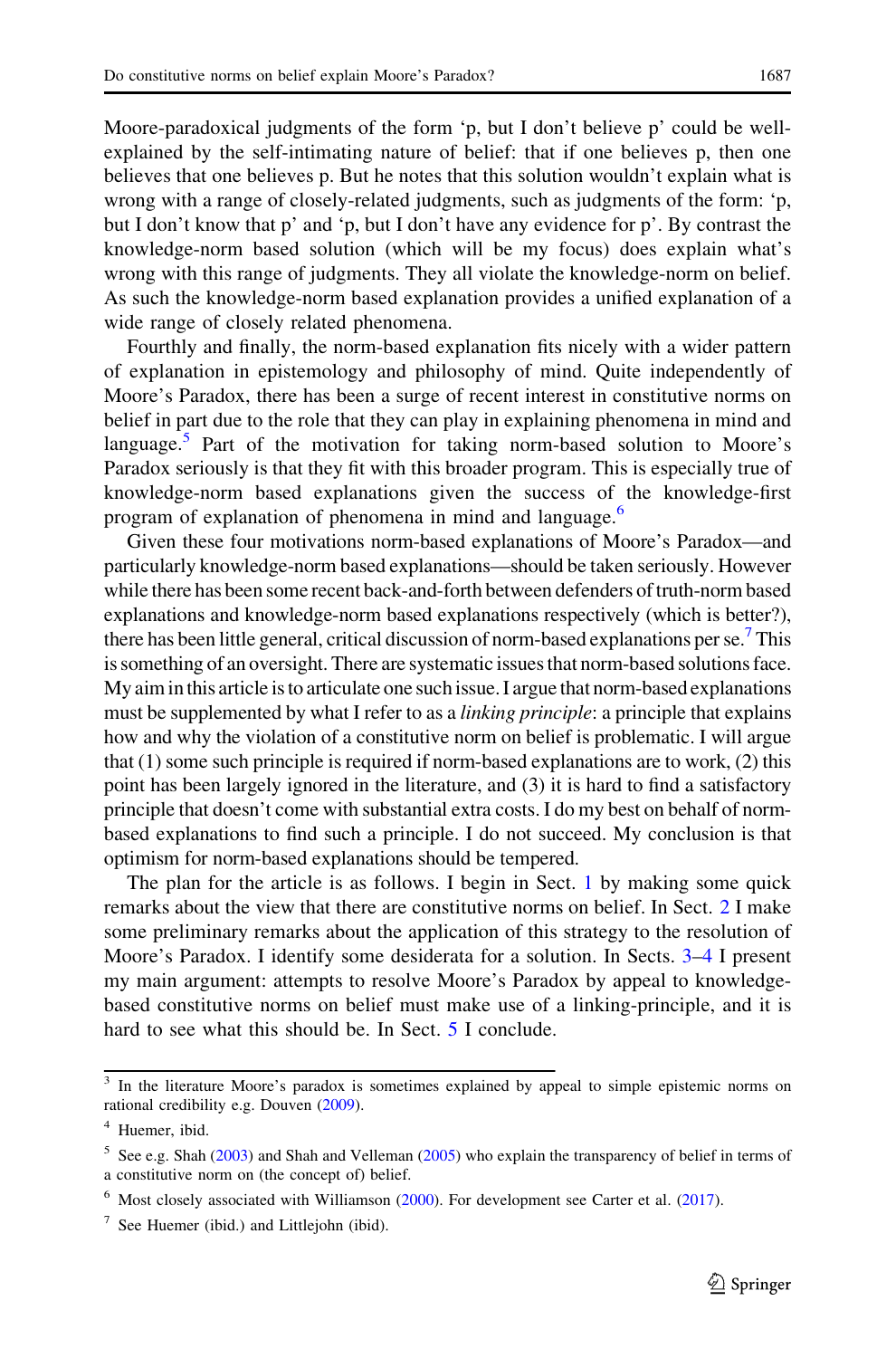Moore-paradoxical judgments of the form ‘p, but I don’t believe p’ could be well-explained by the self-intimating nature of belief: that if one believes p, then one believes that one believes p. But he notes that this solution wouldn’t explain what is wrong with a range of closely-related judgments, such as judgments of the form: ‘p, but I don’t know that p’ and ‘p, but I don’t have any evidence for p’. By contrast the knowledge-norm based solution (which will be my focus) does explain what’s wrong with this range of judgments. They all violate the knowledge-norm on belief. As such the knowledge-norm based explanation provides a unified explanation of a wide range of closely related phenomena.

Fourthly and finally, the norm-based explanation fits nicely with a wider pattern of explanation in epistemology and philosophy of mind. Quite independently of Moore’s Paradox, there has been a surge of recent interest in constitutive norms on belief in part due to the role that they can play in explaining phenomena in mind and language.[5] Part of the motivation for taking norm-based solution to Moore’s Paradox seriously is that they fit with this broader program. This is especially true of knowledge-norm based explanations given the success of the knowledge-first program of explanation of phenomena in mind and language.[6]

Given these four motivations norm-based explanations of Moore’s Paradox—and particularly knowledge-norm based explanations—should be taken seriously. However while there has been some recent back-and-forth between defenders of truth-norm based explanations and knowledge-norm based explanations respectively (which is better?), there has been little general, critical discussion of norm-based explanations per se.[7] This is something of an oversight. There are systematic issues that norm-based solutions face. My aim in this article is to articulate one such issue. I argue that norm-based explanations must be supplemented by what I refer to as a *linking principle*: a principle that explains how and why the violation of a constitutive norm on belief is problematic. I will argue that (1) some such principle is required if norm-based explanations are to work, (2) this point has been largely ignored in the literature, and (3) it is hard to find a satisfactory principle that doesn’t come with substantial extra costs. I do my best on behalf of norm-based explanations to find such a principle. I do not succeed. My conclusion is that optimism for norm-based explanations should be tempered.

The plan for the article is as follows. I begin in Sect. 1 by making some quick remarks about the view that there are constitutive norms on belief. In Sect. 2 I make some preliminary remarks about the application of this strategy to the resolution of Moore’s Paradox. I identify some desiderata for a solution. In Sects. 3–4 I present my main argument: attempts to resolve Moore’s Paradox by appeal to knowledge-based constitutive norms on belief must make use of a linking-principle, and it is hard to see what this should be. In Sect. 5 I conclude.

---

[3] In the literature Moore’s paradox is sometimes explained by appeal to simple epistemic norms on rational credibility e.g. Douven (2009).

[4] Huemer, ibid.

[5] See e.g. Shah (2003) and Shah and Velleman (2005) who explain the transparency of belief in terms of a constitutive norm on (the concept of) belief.

[6] Most closely associated with Williamson (2000). For development see Carter et al. (2017).

[7] See Huemer (ibid.) and Littlejohn (ibid).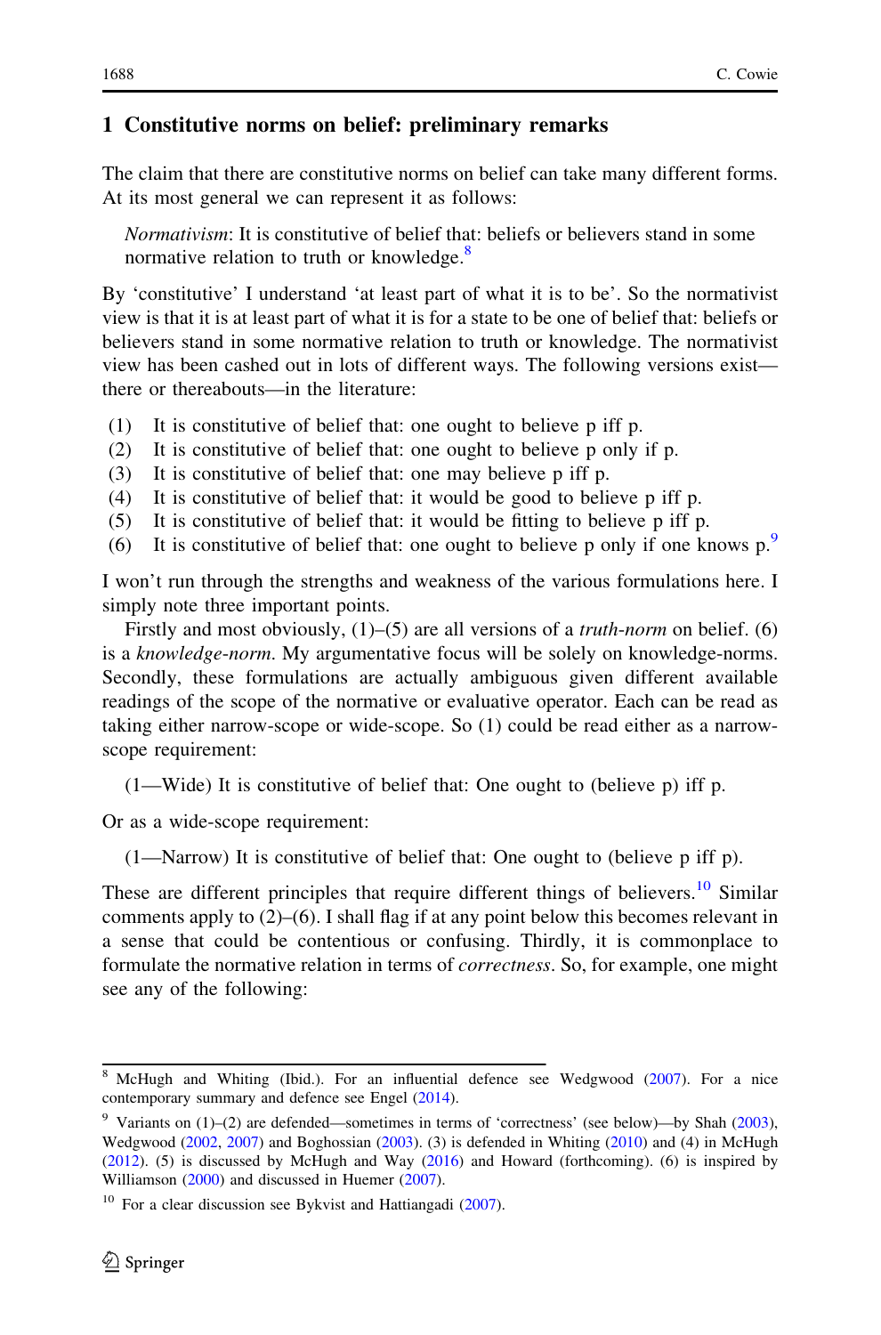## 1 Constitutive norms on belief: preliminary remarks

The claim that there are constitutive norms on belief can take many different forms. At its most general we can represent it as follows:

> *Normativism*: It is constitutive of belief that: beliefs or believers stand in some normative relation to truth or knowledge.[8]

By 'constitutive' I understand 'at least part of what it is to be'. So the normativist view is that it is at least part of what it is for a state to be one of belief that: beliefs or believers stand in some normative relation to truth or knowledge. The normativist view has been cashed out in lots of different ways. The following versions exist—there or thereabouts—in the literature:

(1) It is constitutive of belief that: one ought to believe p iff p.
(2) It is constitutive of belief that: one ought to believe p only if p.
(3) It is constitutive of belief that: one may believe p iff p.
(4) It is constitutive of belief that: it would be good to believe p iff p.
(5) It is constitutive of belief that: it would be fitting to believe p iff p.
(6) It is constitutive of belief that: one ought to believe p only if one knows p.[9]

I won't run through the strengths and weakness of the various formulations here. I simply note three important points.

Firstly and most obviously, (1)–(5) are all versions of a *truth-norm* on belief. (6) is a *knowledge-norm*. My argumentative focus will be solely on knowledge-norms. Secondly, these formulations are actually ambiguous given different available readings of the scope of the normative or evaluative operator. Each can be read as taking either narrow-scope or wide-scope. So (1) could be read either as a narrow-scope requirement:

> (1—Wide) It is constitutive of belief that: One ought to (believe p) iff p.

Or as a wide-scope requirement:

> (1—Narrow) It is constitutive of belief that: One ought to (believe p iff p).

These are different principles that require different things of believers.[10] Similar comments apply to (2)–(6). I shall flag if at any point below this becomes relevant in a sense that could be contentious or confusing. Thirdly, it is commonplace to formulate the normative relation in terms of *correctness*. So, for example, one might see any of the following:

---

[8] McHugh and Whiting (Ibid.). For an influential defence see Wedgwood (2007). For a nice contemporary summary and defence see Engel (2014).

[9] Variants on (1)–(2) are defended—sometimes in terms of 'correctness' (see below)—by Shah (2003), Wedgwood (2002, 2007) and Boghossian (2003). (3) is defended in Whiting (2010) and (4) in McHugh (2012). (5) is discussed by McHugh and Way (2016) and Howard (forthcoming). (6) is inspired by Williamson (2000) and discussed in Huemer (2007).

[10] For a clear discussion see Bykvist and Hattiangadi (2007).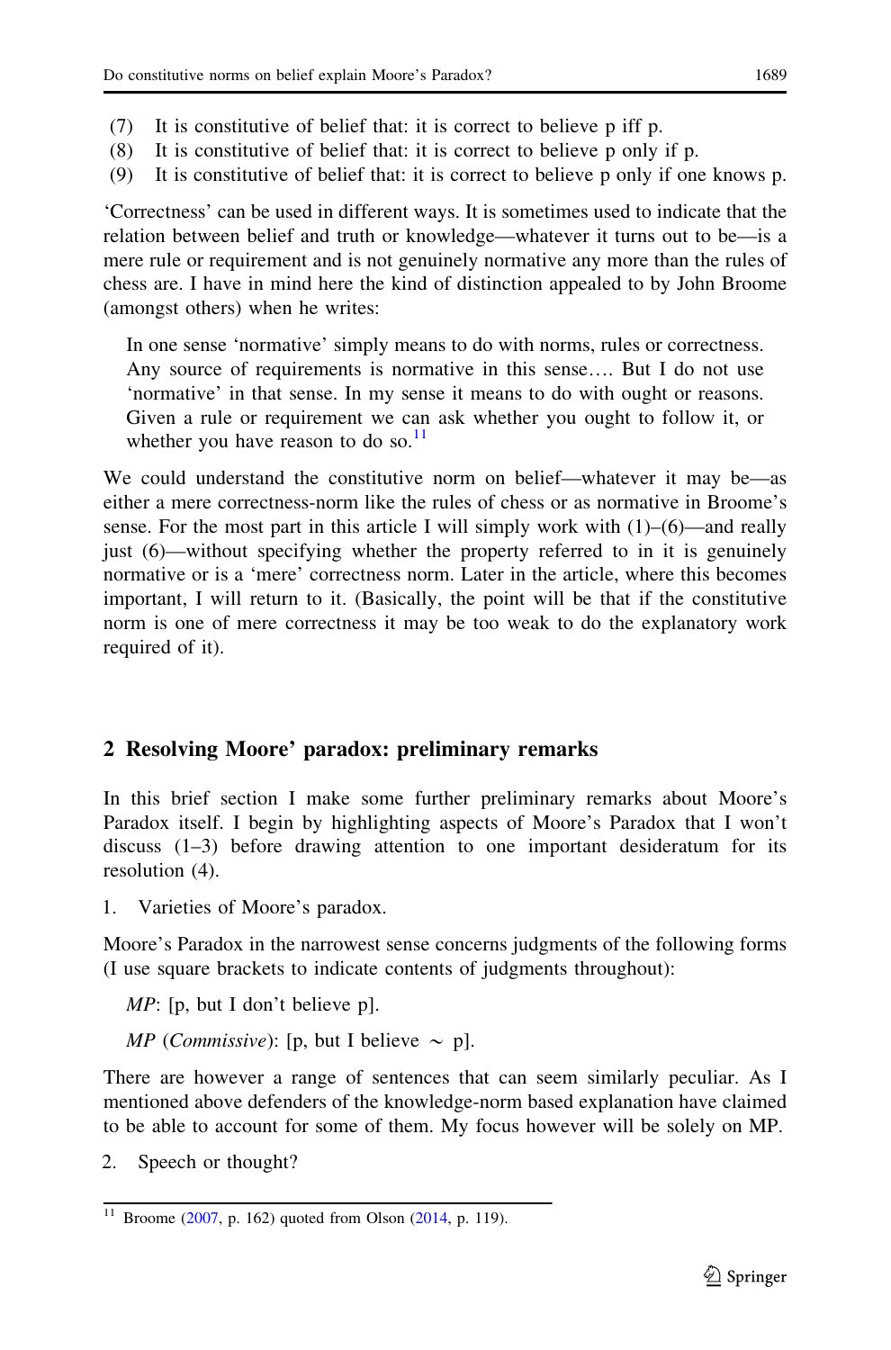(7) It is constitutive of belief that: it is correct to believe p iff p.
(8) It is constitutive of belief that: it is correct to believe p only if p.
(9) It is constitutive of belief that: it is correct to believe p only if one knows p.

'Correctness' can be used in different ways. It is sometimes used to indicate that the relation between belief and truth or knowledge—whatever it turns out to be—is a mere rule or requirement and is not genuinely normative any more than the rules of chess are. I have in mind here the kind of distinction appealed to by John Broome (amongst others) when he writes:

> In one sense 'normative' simply means to do with norms, rules or correctness. Any source of requirements is normative in this sense…. But I do not use 'normative' in that sense. In my sense it means to do with ought or reasons. Given a rule or requirement we can ask whether you ought to follow it, or whether you have reason to do so.[11]

We could understand the constitutive norm on belief—whatever it may be—as either a mere correctness-norm like the rules of chess or as normative in Broome's sense. For the most part in this article I will simply work with (1)–(6)—and really just (6)—without specifying whether the property referred to in it is genuinely normative or is a 'mere' correctness norm. Later in the article, where this becomes important, I will return to it. (Basically, the point will be that if the constitutive norm is one of mere correctness it may be too weak to do the explanatory work required of it).

## 2 Resolving Moore' paradox: preliminary remarks

In this brief section I make some further preliminary remarks about Moore's Paradox itself. I begin by highlighting aspects of Moore's Paradox that I won't discuss (1–3) before drawing attention to one important desideratum for its resolution (4).

1. Varieties of Moore's paradox.

Moore's Paradox in the narrowest sense concerns judgments of the following forms (I use square brackets to indicate contents of judgments throughout):

*MP*: [p, but I don't believe p].

*MP* (*Commissive*): [p, but I believe $\sim$ p].

There are however a range of sentences that can seem similarly peculiar. As I mentioned above defenders of the knowledge-norm based explanation have claimed to be able to account for some of them. My focus however will be solely on MP.

2. Speech or thought?

[11] Broome (2007, p. 162) quoted from Olson (2014, p. 119).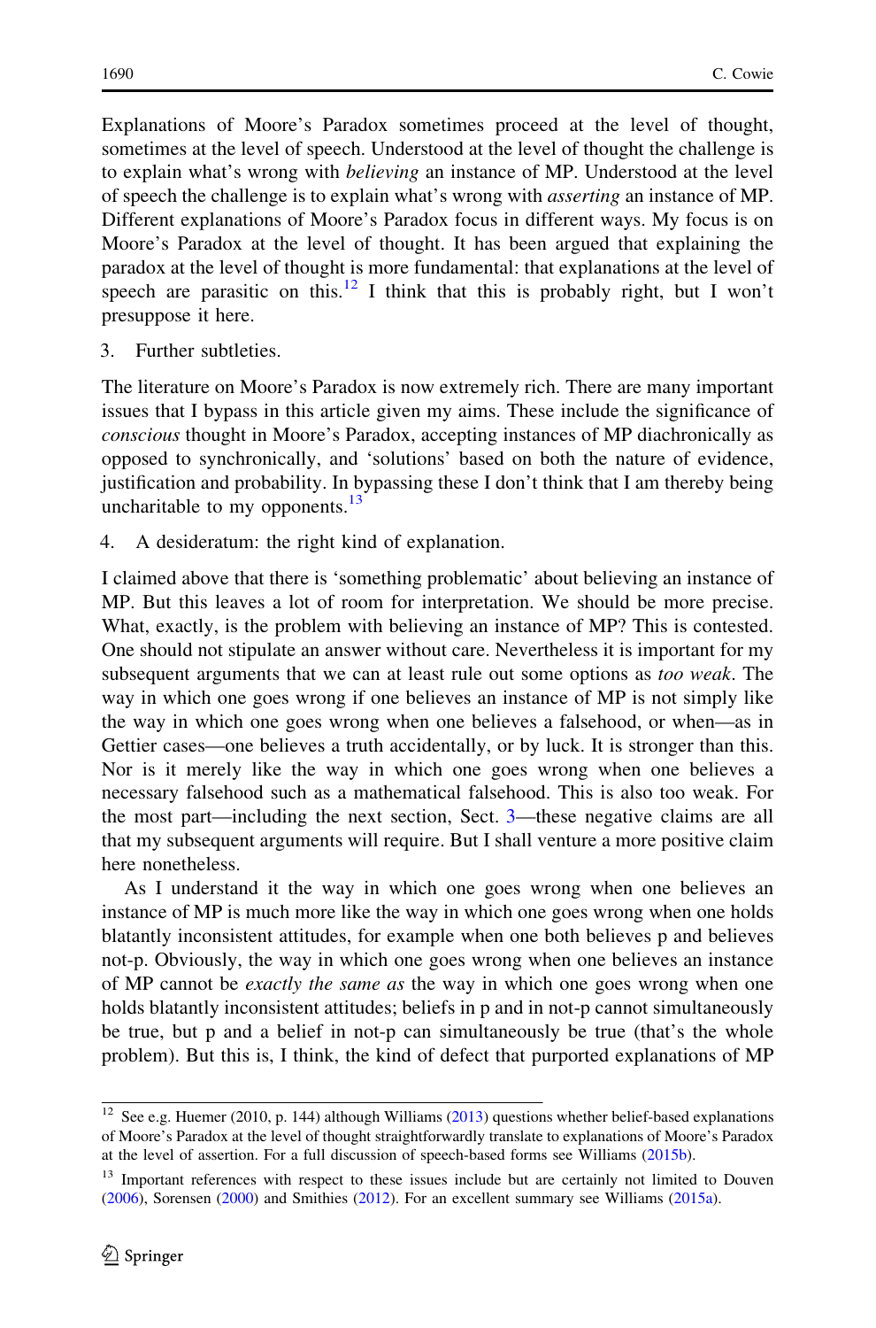Explanations of Moore's Paradox sometimes proceed at the level of thought, sometimes at the level of speech. Understood at the level of thought the challenge is to explain what's wrong with *believing* an instance of MP. Understood at the level of speech the challenge is to explain what's wrong with *asserting* an instance of MP. Different explanations of Moore's Paradox focus in different ways. My focus is on Moore's Paradox at the level of thought. It has been argued that explaining the paradox at the level of thought is more fundamental: that explanations at the level of speech are parasitic on this.[12] I think that this is probably right, but I won't presuppose it here.

3. Further subtleties.

The literature on Moore's Paradox is now extremely rich. There are many important issues that I bypass in this article given my aims. These include the significance of *conscious* thought in Moore's Paradox, accepting instances of MP diachronically as opposed to synchronically, and 'solutions' based on both the nature of evidence, justification and probability. In bypassing these I don't think that I am thereby being uncharitable to my opponents.[13]

4. A desideratum: the right kind of explanation.

I claimed above that there is 'something problematic' about believing an instance of MP. But this leaves a lot of room for interpretation. We should be more precise. What, exactly, is the problem with believing an instance of MP? This is contested. One should not stipulate an answer without care. Nevertheless it is important for my subsequent arguments that we can at least rule out some options as *too weak*. The way in which one goes wrong if one believes an instance of MP is not simply like the way in which one goes wrong when one believes a falsehood, or when—as in Gettier cases—one believes a truth accidentally, or by luck. It is stronger than this. Nor is it merely like the way in which one goes wrong when one believes a necessary falsehood such as a mathematical falsehood. This is also too weak. For the most part—including the next section, Sect. 3—these negative claims are all that my subsequent arguments will require. But I shall venture a more positive claim here nonetheless.

As I understand it the way in which one goes wrong when one believes an instance of MP is much more like the way in which one goes wrong when one holds blatantly inconsistent attitudes, for example when one both believes p and believes not-p. Obviously, the way in which one goes wrong when one believes an instance of MP cannot be *exactly the same as* the way in which one goes wrong when one holds blatantly inconsistent attitudes; beliefs in p and in not-p cannot simultaneously be true, but p and a belief in not-p can simultaneously be true (that's the whole problem). But this is, I think, the kind of defect that purported explanations of MP

---

[12] See e.g. Huemer (2010, p. 144) although Williams (2013) questions whether belief-based explanations of Moore's Paradox at the level of thought straightforwardly translate to explanations of Moore's Paradox at the level of assertion. For a full discussion of speech-based forms see Williams (2015b).

[13] Important references with respect to these issues include but are certainly not limited to Douven (2006), Sorensen (2000) and Smithies (2012). For an excellent summary see Williams (2015a).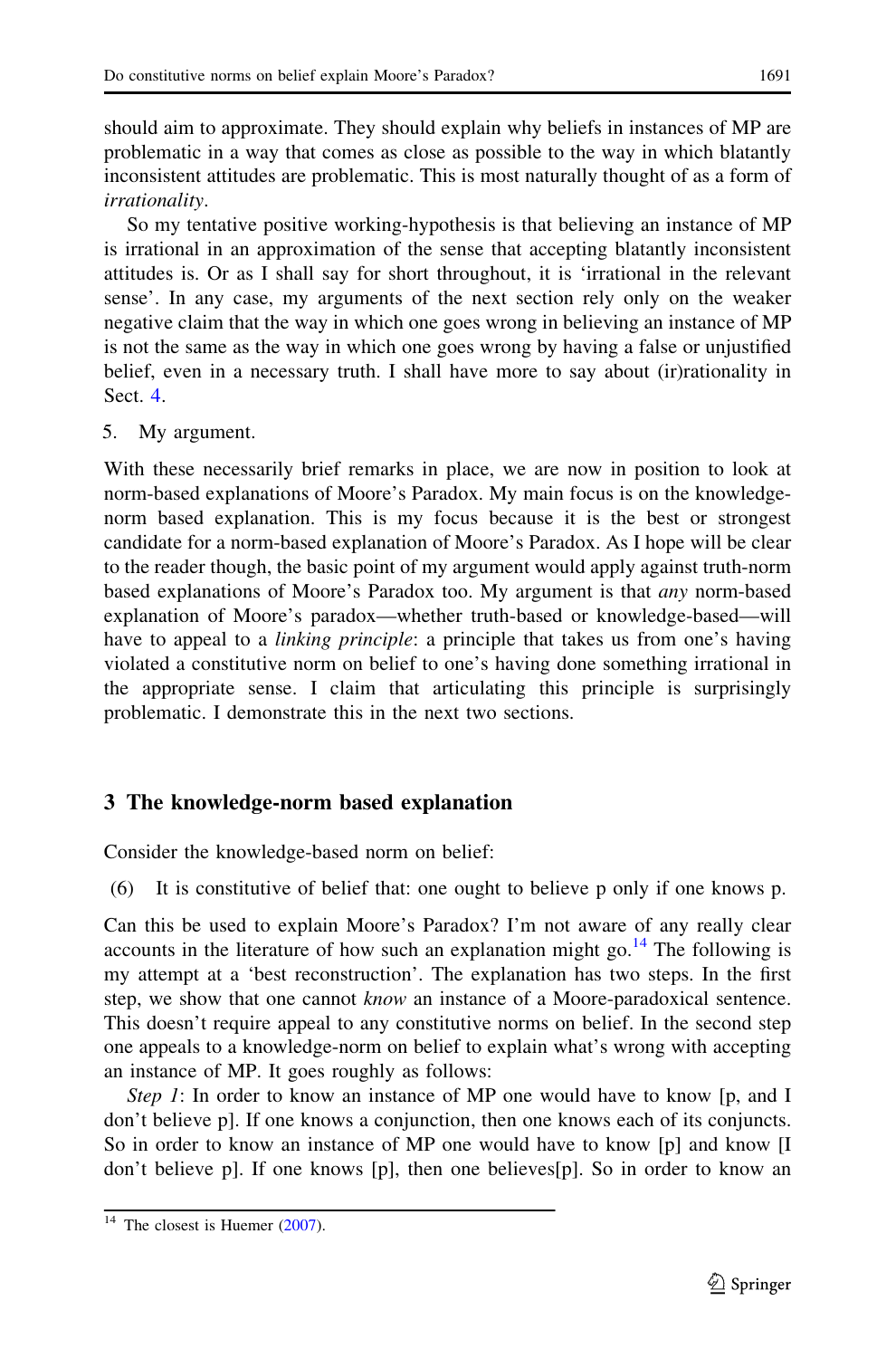should aim to approximate. They should explain why beliefs in instances of MP are problematic in a way that comes as close as possible to the way in which blatantly inconsistent attitudes are problematic. This is most naturally thought of as a form of *irrationality*.

So my tentative positive working-hypothesis is that believing an instance of MP is irrational in an approximation of the sense that accepting blatantly inconsistent attitudes is. Or as I shall say for short throughout, it is 'irrational in the relevant sense'. In any case, my arguments of the next section rely only on the weaker negative claim that the way in which one goes wrong in believing an instance of MP is not the same as the way in which one goes wrong by having a false or unjustified belief, even in a necessary truth. I shall have more to say about (ir)rationality in Sect. 4.

5. My argument.

With these necessarily brief remarks in place, we are now in position to look at norm-based explanations of Moore's Paradox. My main focus is on the knowledge-norm based explanation. This is my focus because it is the best or strongest candidate for a norm-based explanation of Moore's Paradox. As I hope will be clear to the reader though, the basic point of my argument would apply against truth-norm based explanations of Moore's Paradox too. My argument is that *any* norm-based explanation of Moore's paradox—whether truth-based or knowledge-based—will have to appeal to a *linking principle*: a principle that takes us from one's having violated a constitutive norm on belief to one's having done something irrational in the appropriate sense. I claim that articulating this principle is surprisingly problematic. I demonstrate this in the next two sections.

## 3 The knowledge-norm based explanation

Consider the knowledge-based norm on belief:

(6) It is constitutive of belief that: one ought to believe p only if one knows p.

Can this be used to explain Moore's Paradox? I'm not aware of any really clear accounts in the literature of how such an explanation might go.[14] The following is my attempt at a 'best reconstruction'. The explanation has two steps. In the first step, we show that one cannot *know* an instance of a Moore-paradoxical sentence. This doesn't require appeal to any constitutive norms on belief. In the second step one appeals to a knowledge-norm on belief to explain what's wrong with accepting an instance of MP. It goes roughly as follows:

*Step 1*: In order to know an instance of MP one would have to know [p, and I don't believe p]. If one knows a conjunction, then one knows each of its conjuncts. So in order to know an instance of MP one would have to know [p] and know [I don't believe p]. If one knows [p], then one believes[p]. So in order to know an

[14] The closest is Huemer (2007).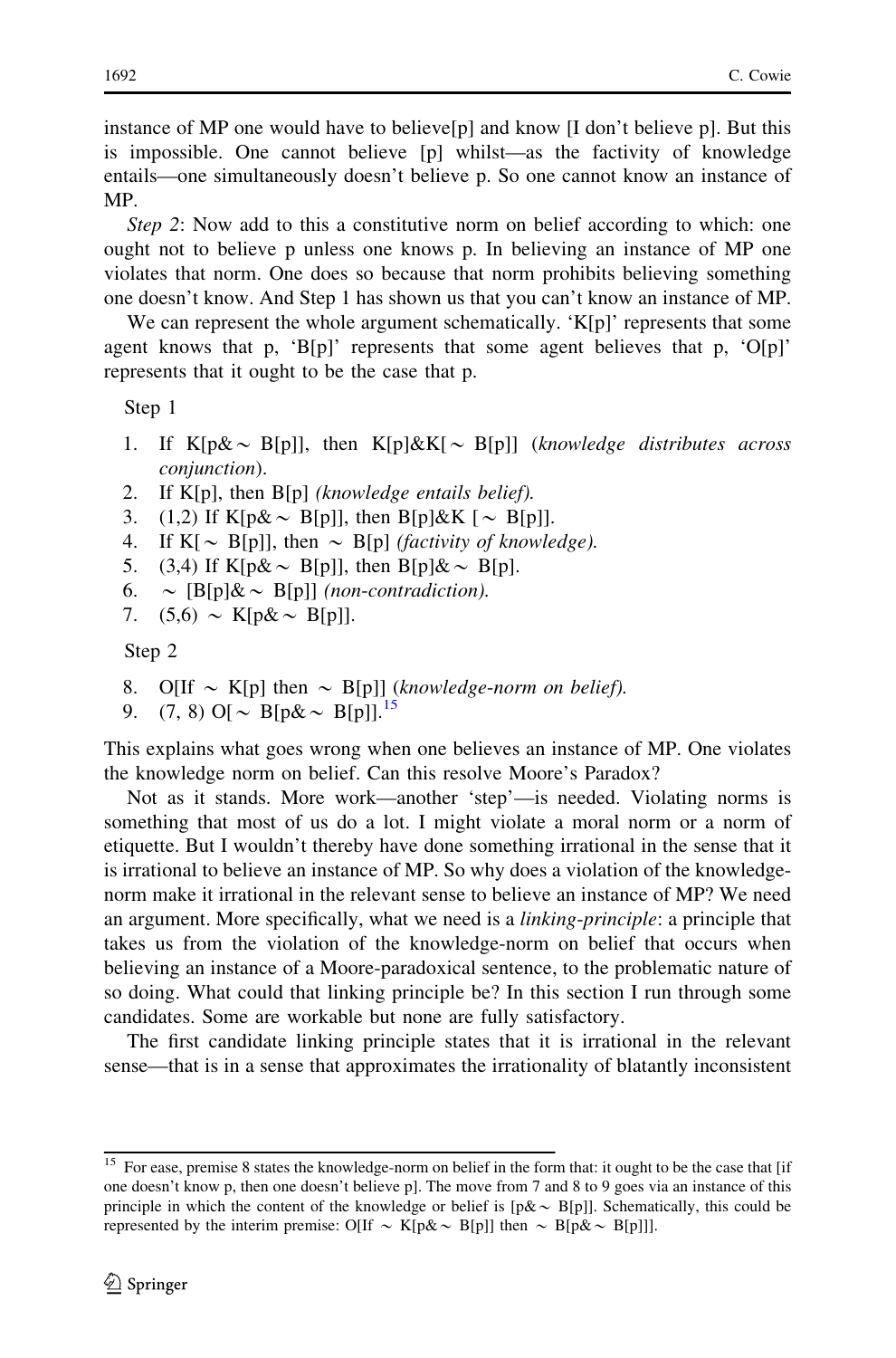instance of MP one would have to believe[p] and know [I don't believe p]. But this is impossible. One cannot believe [p] whilst—as the factivity of knowledge entails—one simultaneously doesn't believe p. So one cannot know an instance of MP.

*Step 2*: Now add to this a constitutive norm on belief according to which: one ought not to believe p unless one knows p. In believing an instance of MP one violates that norm. One does so because that norm prohibits believing something one doesn't know. And Step 1 has shown us that you can't know an instance of MP.

We can represent the whole argument schematically. 'K[p]' represents that some agent knows that p, 'B[p]' represents that some agent believes that p, 'O[p]' represents that it ought to be the case that p.

Step 1

1. If K[p& ∼ B[p]], then K[p]&K[ ∼ B[p]] (*knowledge distributes across conjunction*).
2. If K[p], then B[p] *(knowledge entails belief).*
3. (1,2) If K[p& ∼ B[p]], then B[p]&K [ ∼ B[p]].
4. If K[ ∼ B[p]], then ∼ B[p] *(factivity of knowledge).*
5. (3,4) If K[p& ∼ B[p]], then B[p]& ∼ B[p].
6. ∼ [B[p]& ∼ B[p]] *(non-contradiction).*
7. (5,6) ∼ K[p& ∼ B[p]].

Step 2

8. O[If ∼ K[p] then ∼ B[p]] (*knowledge-norm on belief).*
9. (7, 8) O[ ∼ B[p& ∼ B[p]].[15]

This explains what goes wrong when one believes an instance of MP. One violates the knowledge norm on belief. Can this resolve Moore's Paradox?

Not as it stands. More work—another 'step'—is needed. Violating norms is something that most of us do a lot. I might violate a moral norm or a norm of etiquette. But I wouldn't thereby have done something irrational in the sense that it is irrational to believe an instance of MP. So why does a violation of the knowledge-norm make it irrational in the relevant sense to believe an instance of MP? We need an argument. More specifically, what we need is a *linking-principle*: a principle that takes us from the violation of the knowledge-norm on belief that occurs when believing an instance of a Moore-paradoxical sentence, to the problematic nature of so doing. What could that linking principle be? In this section I run through some candidates. Some are workable but none are fully satisfactory.

The first candidate linking principle states that it is irrational in the relevant sense—that is in a sense that approximates the irrationality of blatantly inconsistent

---

[15] For ease, premise 8 states the knowledge-norm on belief in the form that: it ought to be the case that [if one doesn't know p, then one doesn't believe p]. The move from 7 and 8 to 9 goes via an instance of this principle in which the content of the knowledge or belief is [p& ∼ B[p]]. Schematically, this could be represented by the interim premise: O[If ∼ K[p& ∼ B[p]] then ∼ B[p& ∼ B[p]]].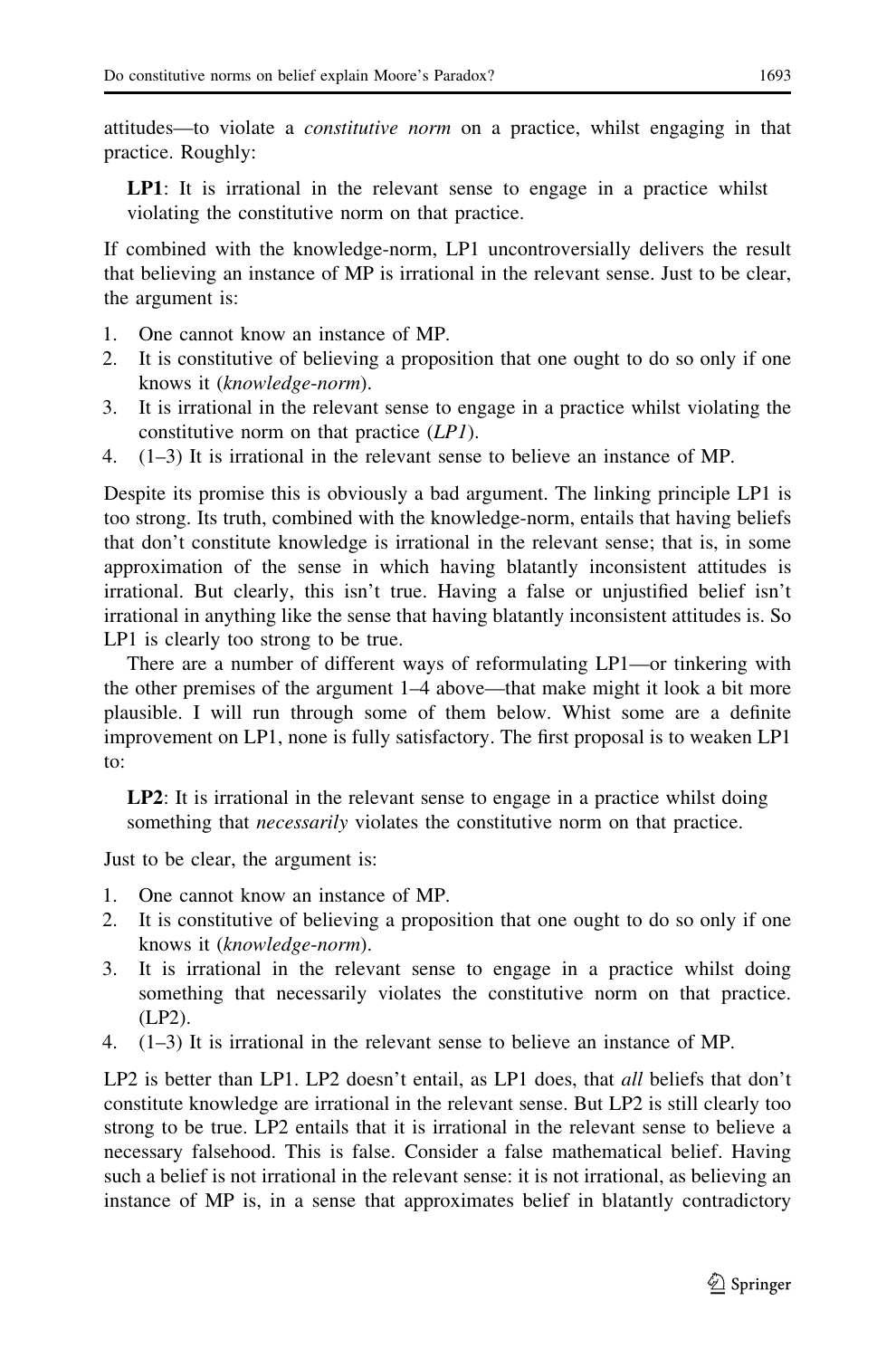attitudes—to violate a *constitutive norm* on a practice, whilst engaging in that practice. Roughly:

> **LP1**: It is irrational in the relevant sense to engage in a practice whilst violating the constitutive norm on that practice.

If combined with the knowledge-norm, LP1 uncontroversially delivers the result that believing an instance of MP is irrational in the relevant sense. Just to be clear, the argument is:

1. One cannot know an instance of MP.
2. It is constitutive of believing a proposition that one ought to do so only if one knows it (*knowledge-norm*).
3. It is irrational in the relevant sense to engage in a practice whilst violating the constitutive norm on that practice (*LP1*).
4. (1–3) It is irrational in the relevant sense to believe an instance of MP.

Despite its promise this is obviously a bad argument. The linking principle LP1 is too strong. Its truth, combined with the knowledge-norm, entails that having beliefs that don't constitute knowledge is irrational in the relevant sense; that is, in some approximation of the sense in which having blatantly inconsistent attitudes is irrational. But clearly, this isn't true. Having a false or unjustified belief isn't irrational in anything like the sense that having blatantly inconsistent attitudes is. So LP1 is clearly too strong to be true.

There are a number of different ways of reformulating LP1—or tinkering with the other premises of the argument 1–4 above—that make might it look a bit more plausible. I will run through some of them below. Whist some are a definite improvement on LP1, none is fully satisfactory. The first proposal is to weaken LP1 to:

> **LP2**: It is irrational in the relevant sense to engage in a practice whilst doing something that *necessarily* violates the constitutive norm on that practice.

Just to be clear, the argument is:

1. One cannot know an instance of MP.
2. It is constitutive of believing a proposition that one ought to do so only if one knows it (*knowledge-norm*).
3. It is irrational in the relevant sense to engage in a practice whilst doing something that necessarily violates the constitutive norm on that practice. (LP2).
4. (1–3) It is irrational in the relevant sense to believe an instance of MP.

LP2 is better than LP1. LP2 doesn't entail, as LP1 does, that *all* beliefs that don't constitute knowledge are irrational in the relevant sense. But LP2 is still clearly too strong to be true. LP2 entails that it is irrational in the relevant sense to believe a necessary falsehood. This is false. Consider a false mathematical belief. Having such a belief is not irrational in the relevant sense: it is not irrational, as believing an instance of MP is, in a sense that approximates belief in blatantly contradictory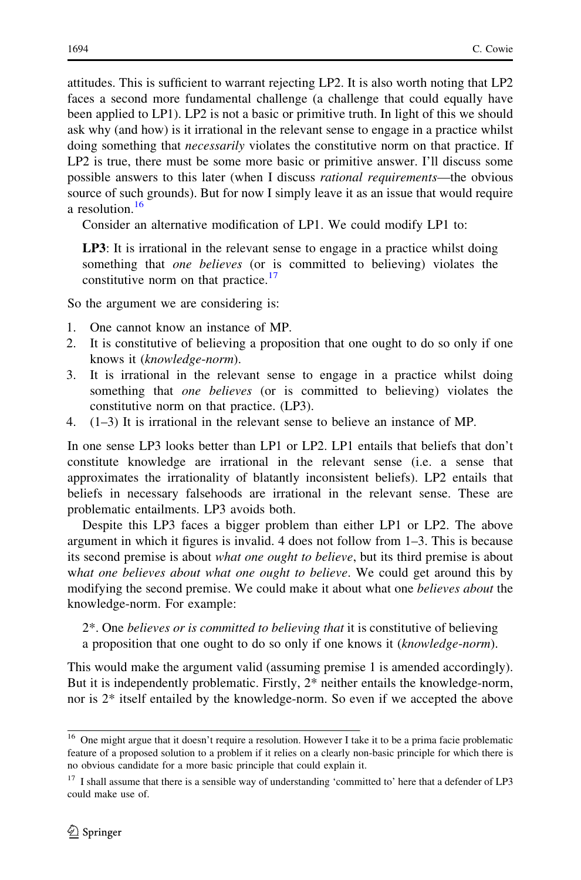attitudes. This is sufficient to warrant rejecting LP2. It is also worth noting that LP2 faces a second more fundamental challenge (a challenge that could equally have been applied to LP1). LP2 is not a basic or primitive truth. In light of this we should ask why (and how) is it irrational in the relevant sense to engage in a practice whilst doing something that *necessarily* violates the constitutive norm on that practice. If LP2 is true, there must be some more basic or primitive answer. I'll discuss some possible answers to this later (when I discuss *rational requirements*—the obvious source of such grounds). But for now I simply leave it as an issue that would require a resolution.[16]

Consider an alternative modification of LP1. We could modify LP1 to:

> **LP3**: It is irrational in the relevant sense to engage in a practice whilst doing something that *one believes* (or is committed to believing) violates the constitutive norm on that practice.[17]

So the argument we are considering is:

1. One cannot know an instance of MP.
2. It is constitutive of believing a proposition that one ought to do so only if one knows it (*knowledge-norm*).
3. It is irrational in the relevant sense to engage in a practice whilst doing something that *one believes* (or is committed to believing) violates the constitutive norm on that practice. (LP3).
4. (1–3) It is irrational in the relevant sense to believe an instance of MP.

In one sense LP3 looks better than LP1 or LP2. LP1 entails that beliefs that don't constitute knowledge are irrational in the relevant sense (i.e. a sense that approximates the irrationality of blatantly inconsistent beliefs). LP2 entails that beliefs in necessary falsehoods are irrational in the relevant sense. These are problematic entailments. LP3 avoids both.

Despite this LP3 faces a bigger problem than either LP1 or LP2. The above argument in which it figures is invalid. 4 does not follow from 1–3. This is because its second premise is about *what one ought to believe*, but its third premise is about *what one believes about what one ought to believe*. We could get around this by modifying the second premise. We could make it about what one *believes about* the knowledge-norm. For example:

> 2*. One *believes or is committed to believing that* it is constitutive of believing a proposition that one ought to do so only if one knows it (*knowledge-norm*).

This would make the argument valid (assuming premise 1 is amended accordingly). But it is independently problematic. Firstly, 2* neither entails the knowledge-norm, nor is 2* itself entailed by the knowledge-norm. So even if we accepted the above

---

[16] One might argue that it doesn't require a resolution. However I take it to be a prima facie problematic feature of a proposed solution to a problem if it relies on a clearly non-basic principle for which there is no obvious candidate for a more basic principle that could explain it.

[17] I shall assume that there is a sensible way of understanding 'committed to' here that a defender of LP3 could make use of.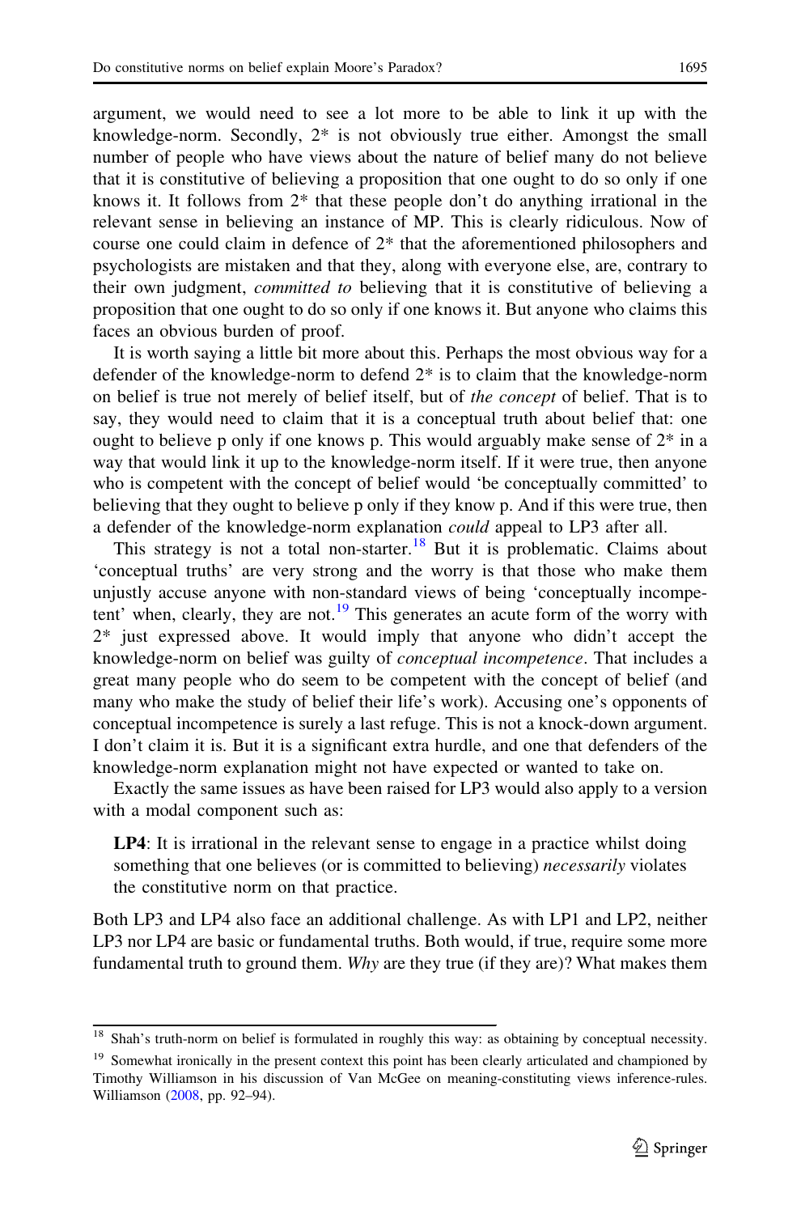argument, we would need to see a lot more to be able to link it up with the knowledge-norm. Secondly, 2* is not obviously true either. Amongst the small number of people who have views about the nature of belief many do not believe that it is constitutive of believing a proposition that one ought to do so only if one knows it. It follows from 2* that these people don't do anything irrational in the relevant sense in believing an instance of MP. This is clearly ridiculous. Now of course one could claim in defence of 2* that the aforementioned philosophers and psychologists are mistaken and that they, along with everyone else, are, contrary to their own judgment, *committed to* believing that it is constitutive of believing a proposition that one ought to do so only if one knows it. But anyone who claims this faces an obvious burden of proof.

It is worth saying a little bit more about this. Perhaps the most obvious way for a defender of the knowledge-norm to defend 2* is to claim that the knowledge-norm on belief is true not merely of belief itself, but of *the concept* of belief. That is to say, they would need to claim that it is a conceptual truth about belief that: one ought to believe p only if one knows p. This would arguably make sense of 2* in a way that would link it up to the knowledge-norm itself. If it were true, then anyone who is competent with the concept of belief would 'be conceptually committed' to believing that they ought to believe p only if they know p. And if this were true, then a defender of the knowledge-norm explanation *could* appeal to LP3 after all.

This strategy is not a total non-starter.[18] But it is problematic. Claims about 'conceptual truths' are very strong and the worry is that those who make them unjustly accuse anyone with non-standard views of being 'conceptually incompetent' when, clearly, they are not.[19] This generates an acute form of the worry with 2* just expressed above. It would imply that anyone who didn't accept the knowledge-norm on belief was guilty of *conceptual incompetence*. That includes a great many people who do seem to be competent with the concept of belief (and many who make the study of belief their life's work). Accusing one's opponents of conceptual incompetence is surely a last refuge. This is not a knock-down argument. I don't claim it is. But it is a significant extra hurdle, and one that defenders of the knowledge-norm explanation might not have expected or wanted to take on.

Exactly the same issues as have been raised for LP3 would also apply to a version with a modal component such as:

> **LP4**: It is irrational in the relevant sense to engage in a practice whilst doing something that one believes (or is committed to believing) *necessarily* violates the constitutive norm on that practice.

Both LP3 and LP4 also face an additional challenge. As with LP1 and LP2, neither LP3 nor LP4 are basic or fundamental truths. Both would, if true, require some more fundamental truth to ground them. *Why* are they true (if they are)? What makes them

---

[18] Shah's truth-norm on belief is formulated in roughly this way: as obtaining by conceptual necessity.

[19] Somewhat ironically in the present context this point has been clearly articulated and championed by Timothy Williamson in his discussion of Van McGee on meaning-constituting views inference-rules. Williamson (2008, pp. 92–94).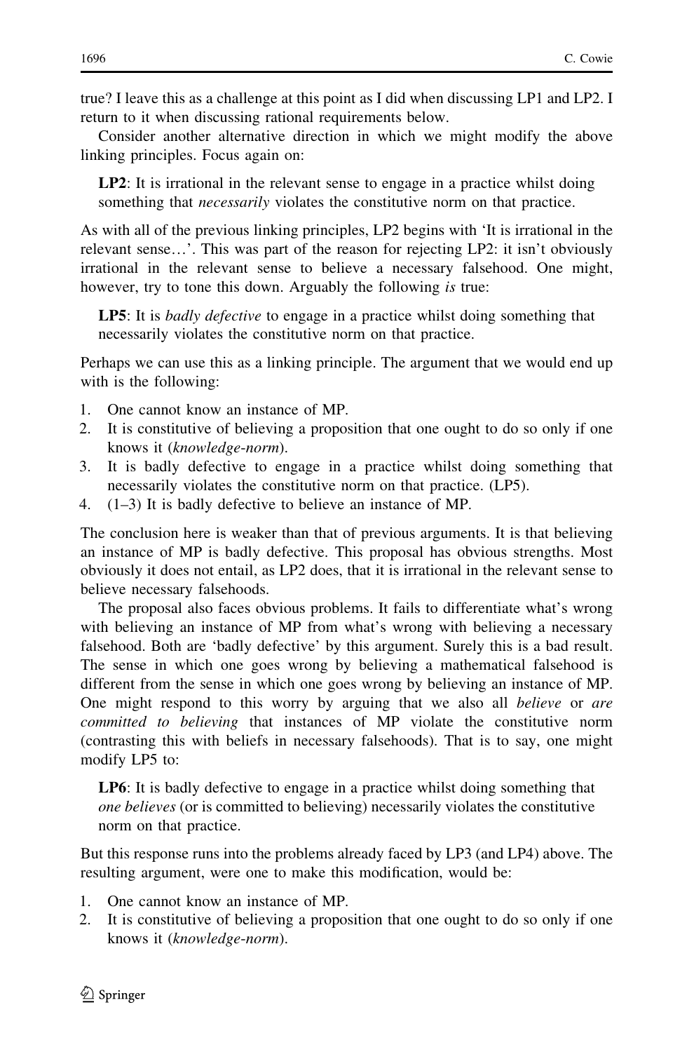true? I leave this as a challenge at this point as I did when discussing LP1 and LP2. I return to it when discussing rational requirements below.

Consider another alternative direction in which we might modify the above linking principles. Focus again on:

> **LP2**: It is irrational in the relevant sense to engage in a practice whilst doing something that *necessarily* violates the constitutive norm on that practice.

As with all of the previous linking principles, LP2 begins with 'It is irrational in the relevant sense…'. This was part of the reason for rejecting LP2: it isn't obviously irrational in the relevant sense to believe a necessary falsehood. One might, however, try to tone this down. Arguably the following *is* true:

> **LP5**: It is *badly defective* to engage in a practice whilst doing something that necessarily violates the constitutive norm on that practice.

Perhaps we can use this as a linking principle. The argument that we would end up with is the following:

1. One cannot know an instance of MP.
2. It is constitutive of believing a proposition that one ought to do so only if one knows it (*knowledge-norm*).
3. It is badly defective to engage in a practice whilst doing something that necessarily violates the constitutive norm on that practice. (LP5).
4. (1–3) It is badly defective to believe an instance of MP.

The conclusion here is weaker than that of previous arguments. It is that believing an instance of MP is badly defective. This proposal has obvious strengths. Most obviously it does not entail, as LP2 does, that it is irrational in the relevant sense to believe necessary falsehoods.

The proposal also faces obvious problems. It fails to differentiate what's wrong with believing an instance of MP from what's wrong with believing a necessary falsehood. Both are 'badly defective' by this argument. Surely this is a bad result. The sense in which one goes wrong by believing a mathematical falsehood is different from the sense in which one goes wrong by believing an instance of MP. One might respond to this worry by arguing that we also all *believe* or *are committed to believing* that instances of MP violate the constitutive norm (contrasting this with beliefs in necessary falsehoods). That is to say, one might modify LP5 to:

> **LP6**: It is badly defective to engage in a practice whilst doing something that *one believes* (or is committed to believing) necessarily violates the constitutive norm on that practice.

But this response runs into the problems already faced by LP3 (and LP4) above. The resulting argument, were one to make this modification, would be:

1. One cannot know an instance of MP.
2. It is constitutive of believing a proposition that one ought to do so only if one knows it (*knowledge-norm*).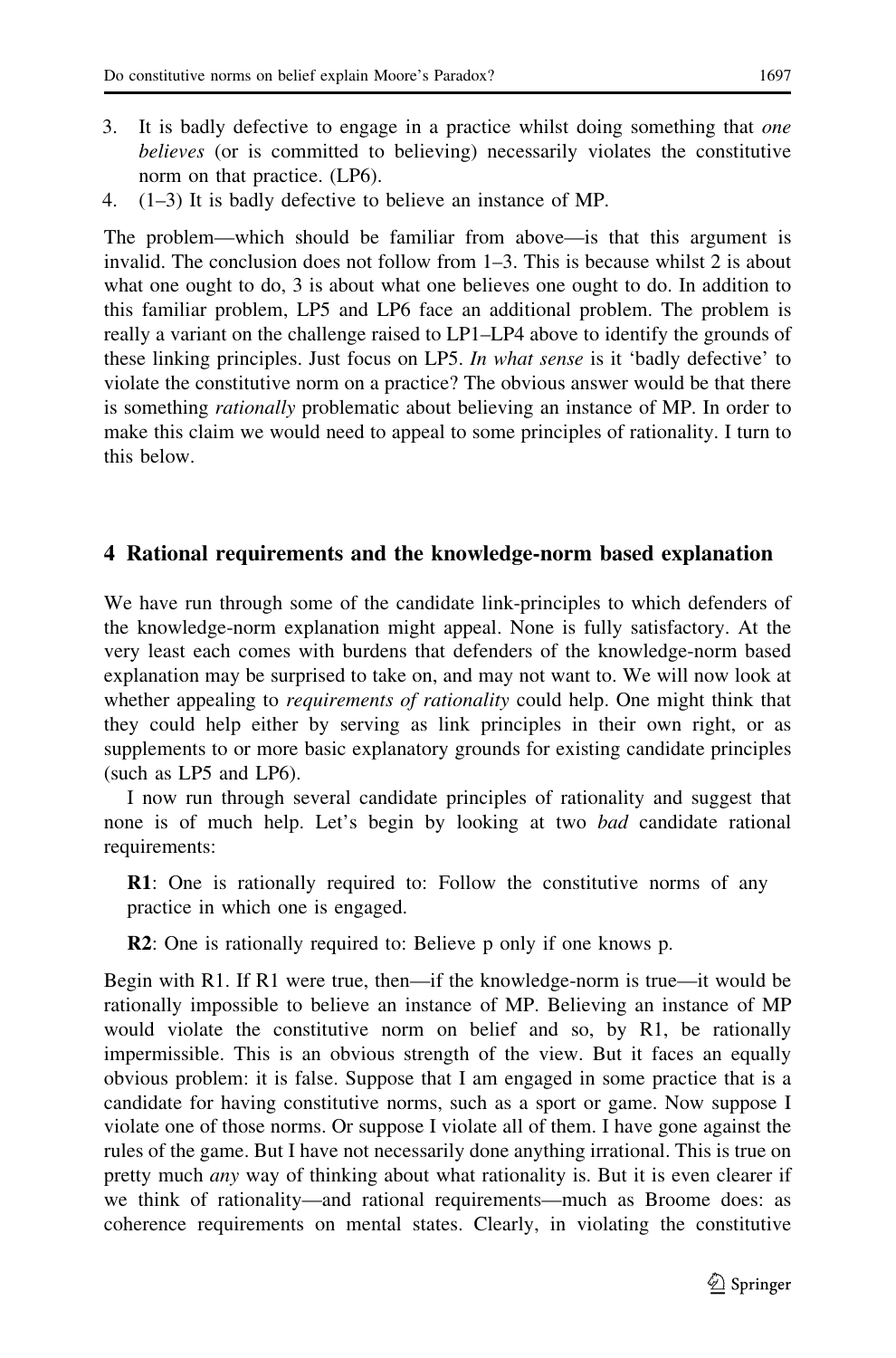3. It is badly defective to engage in a practice whilst doing something that *one believes* (or is committed to believing) necessarily violates the constitutive norm on that practice. (LP6).
4. (1–3) It is badly defective to believe an instance of MP.

The problem—which should be familiar from above—is that this argument is invalid. The conclusion does not follow from 1–3. This is because whilst 2 is about what one ought to do, 3 is about what one believes one ought to do. In addition to this familiar problem, LP5 and LP6 face an additional problem. The problem is really a variant on the challenge raised to LP1–LP4 above to identify the grounds of these linking principles. Just focus on LP5. *In what sense* is it 'badly defective' to violate the constitutive norm on a practice? The obvious answer would be that there is something *rationally* problematic about believing an instance of MP. In order to make this claim we would need to appeal to some principles of rationality. I turn to this below.

## 4 Rational requirements and the knowledge-norm based explanation

We have run through some of the candidate link-principles to which defenders of the knowledge-norm explanation might appeal. None is fully satisfactory. At the very least each comes with burdens that defenders of the knowledge-norm based explanation may be surprised to take on, and may not want to. We will now look at whether appealing to *requirements of rationality* could help. One might think that they could help either by serving as link principles in their own right, or as supplements to or more basic explanatory grounds for existing candidate principles (such as LP5 and LP6).

I now run through several candidate principles of rationality and suggest that none is of much help. Let's begin by looking at two *bad* candidate rational requirements:

> **R1**: One is rationally required to: Follow the constitutive norms of any practice in which one is engaged.

> **R2**: One is rationally required to: Believe p only if one knows p.

Begin with R1. If R1 were true, then—if the knowledge-norm is true—it would be rationally impossible to believe an instance of MP. Believing an instance of MP would violate the constitutive norm on belief and so, by R1, be rationally impermissible. This is an obvious strength of the view. But it faces an equally obvious problem: it is false. Suppose that I am engaged in some practice that is a candidate for having constitutive norms, such as a sport or game. Now suppose I violate one of those norms. Or suppose I violate all of them. I have gone against the rules of the game. But I have not necessarily done anything irrational. This is true on pretty much *any* way of thinking about what rationality is. But it is even clearer if we think of rationality—and rational requirements—much as Broome does: as coherence requirements on mental states. Clearly, in violating the constitutive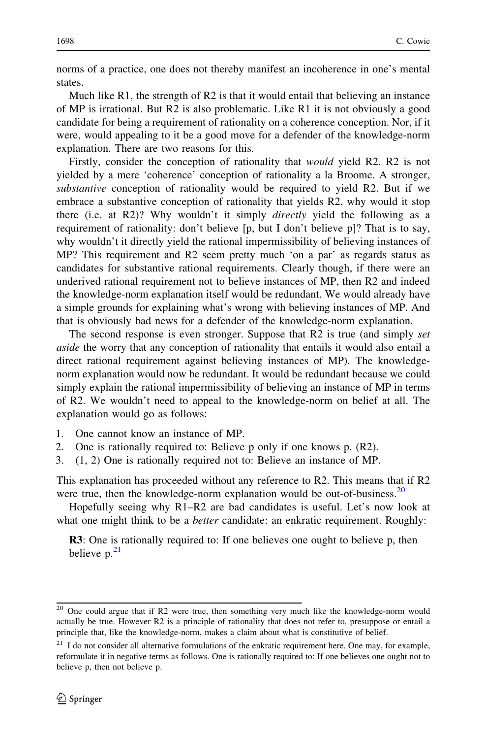norms of a practice, one does not thereby manifest an incoherence in one's mental states.

Much like R1, the strength of R2 is that it would entail that believing an instance of MP is irrational. But R2 is also problematic. Like R1 it is not obviously a good candidate for being a requirement of rationality on a coherence conception. Nor, if it were, would appealing to it be a good move for a defender of the knowledge-norm explanation. There are two reasons for this.

Firstly, consider the conception of rationality that *would* yield R2. R2 is not yielded by a mere 'coherence' conception of rationality a la Broome. A stronger, *substantive* conception of rationality would be required to yield R2. But if we embrace a substantive conception of rationality that yields R2, why would it stop there (i.e. at R2)? Why wouldn't it simply *directly* yield the following as a requirement of rationality: don't believe [p, but I don't believe p]? That is to say, why wouldn't it directly yield the rational impermissibility of believing instances of MP? This requirement and R2 seem pretty much 'on a par' as regards status as candidates for substantive rational requirements. Clearly though, if there were an underived rational requirement not to believe instances of MP, then R2 and indeed the knowledge-norm explanation itself would be redundant. We would already have a simple grounds for explaining what's wrong with believing instances of MP. And that is obviously bad news for a defender of the knowledge-norm explanation.

The second response is even stronger. Suppose that R2 is true (and simply *set aside* the worry that any conception of rationality that entails it would also entail a direct rational requirement against believing instances of MP). The knowledge-norm explanation would now be redundant. It would be redundant because we could simply explain the rational impermissibility of believing an instance of MP in terms of R2. We wouldn't need to appeal to the knowledge-norm on belief at all. The explanation would go as follows:

1. One cannot know an instance of MP.
2. One is rationally required to: Believe p only if one knows p. (R2).
3. (1, 2) One is rationally required not to: Believe an instance of MP.

This explanation has proceeded without any reference to R2. This means that if R2 were true, then the knowledge-norm explanation would be out-of-business.[20]

Hopefully seeing why R1–R2 are bad candidates is useful. Let's now look at what one might think to be a *better* candidate: an enkratic requirement. Roughly:

> **R3**: One is rationally required to: If one believes one ought to believe p, then believe p.[21]

---

[20] One could argue that if R2 were true, then something very much like the knowledge-norm would actually be true. However R2 is a principle of rationality that does not refer to, presuppose or entail a principle that, like the knowledge-norm, makes a claim about what is constitutive of belief.

[21] I do not consider all alternative formulations of the enkratic requirement here. One may, for example, reformulate it in negative terms as follows. One is rationally required to: If one believes one ought not to believe p, then not believe p.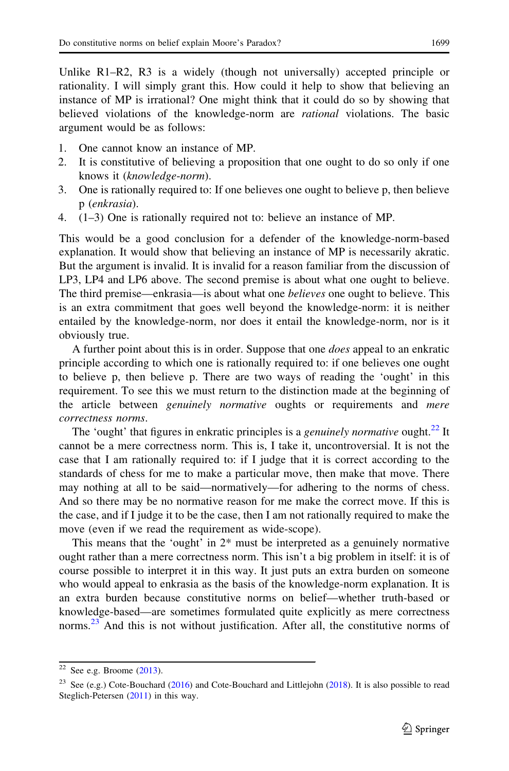Unlike R1–R2, R3 is a widely (though not universally) accepted principle or rationality. I will simply grant this. How could it help to show that believing an instance of MP is irrational? One might think that it could do so by showing that believed violations of the knowledge-norm are *rational* violations. The basic argument would be as follows:

1. One cannot know an instance of MP.
2. It is constitutive of believing a proposition that one ought to do so only if one knows it (*knowledge-norm*).
3. One is rationally required to: If one believes one ought to believe p, then believe p (*enkrasia*).
4. (1–3) One is rationally required not to: believe an instance of MP.

This would be a good conclusion for a defender of the knowledge-norm-based explanation. It would show that believing an instance of MP is necessarily akratic. But the argument is invalid. It is invalid for a reason familiar from the discussion of LP3, LP4 and LP6 above. The second premise is about what one ought to believe. The third premise—enkrasia—is about what one *believes* one ought to believe. This is an extra commitment that goes well beyond the knowledge-norm: it is neither entailed by the knowledge-norm, nor does it entail the knowledge-norm, nor is it obviously true.

A further point about this is in order. Suppose that one *does* appeal to an enkratic principle according to which one is rationally required to: if one believes one ought to believe p, then believe p. There are two ways of reading the 'ought' in this requirement. To see this we must return to the distinction made at the beginning of the article between *genuinely normative* oughts or requirements and *mere correctness norms*.

The 'ought' that figures in enkratic principles is a *genuinely normative* ought.[22] It cannot be a mere correctness norm. This is, I take it, uncontroversial. It is not the case that I am rationally required to: if I judge that it is correct according to the standards of chess for me to make a particular move, then make that move. There may nothing at all to be said—normatively—for adhering to the norms of chess. And so there may be no normative reason for me make the correct move. If this is the case, and if I judge it to be the case, then I am not rationally required to make the move (even if we read the requirement as wide-scope).

This means that the 'ought' in 2* must be interpreted as a genuinely normative ought rather than a mere correctness norm. This isn't a big problem in itself: it is of course possible to interpret it in this way. It just puts an extra burden on someone who would appeal to enkrasia as the basis of the knowledge-norm explanation. It is an extra burden because constitutive norms on belief—whether truth-based or knowledge-based—are sometimes formulated quite explicitly as mere correctness norms.[23] And this is not without justification. After all, the constitutive norms of

---

[22] See e.g. Broome (2013).

[23] See (e.g.) Cote-Bouchard (2016) and Cote-Bouchard and Littlejohn (2018). It is also possible to read Steglich-Petersen (2011) in this way.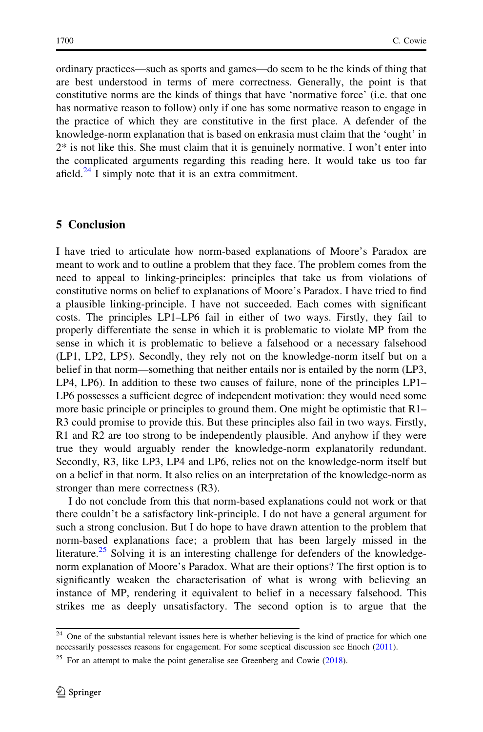ordinary practices—such as sports and games—do seem to be the kinds of thing that are best understood in terms of mere correctness. Generally, the point is that constitutive norms are the kinds of things that have 'normative force' (i.e. that one has normative reason to follow) only if one has some normative reason to engage in the practice of which they are constitutive in the first place. A defender of the knowledge-norm explanation that is based on enkrasia must claim that the 'ought' in 2* is not like this. She must claim that it is genuinely normative. I won't enter into the complicated arguments regarding this reading here. It would take us too far afield.[24] I simply note that it is an extra commitment.

## 5 Conclusion

I have tried to articulate how norm-based explanations of Moore's Paradox are meant to work and to outline a problem that they face. The problem comes from the need to appeal to linking-principles: principles that take us from violations of constitutive norms on belief to explanations of Moore's Paradox. I have tried to find a plausible linking-principle. I have not succeeded. Each comes with significant costs. The principles LP1–LP6 fail in either of two ways. Firstly, they fail to properly differentiate the sense in which it is problematic to violate MP from the sense in which it is problematic to believe a falsehood or a necessary falsehood (LP1, LP2, LP5). Secondly, they rely not on the knowledge-norm itself but on a belief in that norm—something that neither entails nor is entailed by the norm (LP3, LP4, LP6). In addition to these two causes of failure, none of the principles LP1–LP6 possesses a sufficient degree of independent motivation: they would need some more basic principle or principles to ground them. One might be optimistic that R1–R3 could promise to provide this. But these principles also fail in two ways. Firstly, R1 and R2 are too strong to be independently plausible. And anyhow if they were true they would arguably render the knowledge-norm explanatorily redundant. Secondly, R3, like LP3, LP4 and LP6, relies not on the knowledge-norm itself but on a belief in that norm. It also relies on an interpretation of the knowledge-norm as stronger than mere correctness (R3).

I do not conclude from this that norm-based explanations could not work or that there couldn't be a satisfactory link-principle. I do not have a general argument for such a strong conclusion. But I do hope to have drawn attention to the problem that norm-based explanations face; a problem that has been largely missed in the literature.[25] Solving it is an interesting challenge for defenders of the knowledge-norm explanation of Moore's Paradox. What are their options? The first option is to significantly weaken the characterisation of what is wrong with believing an instance of MP, rendering it equivalent to belief in a necessary falsehood. This strikes me as deeply unsatisfactory. The second option is to argue that the

[24] One of the substantial relevant issues here is whether believing is the kind of practice for which one necessarily possesses reasons for engagement. For some sceptical discussion see Enoch (2011).

[25] For an attempt to make the point generalise see Greenberg and Cowie (2018).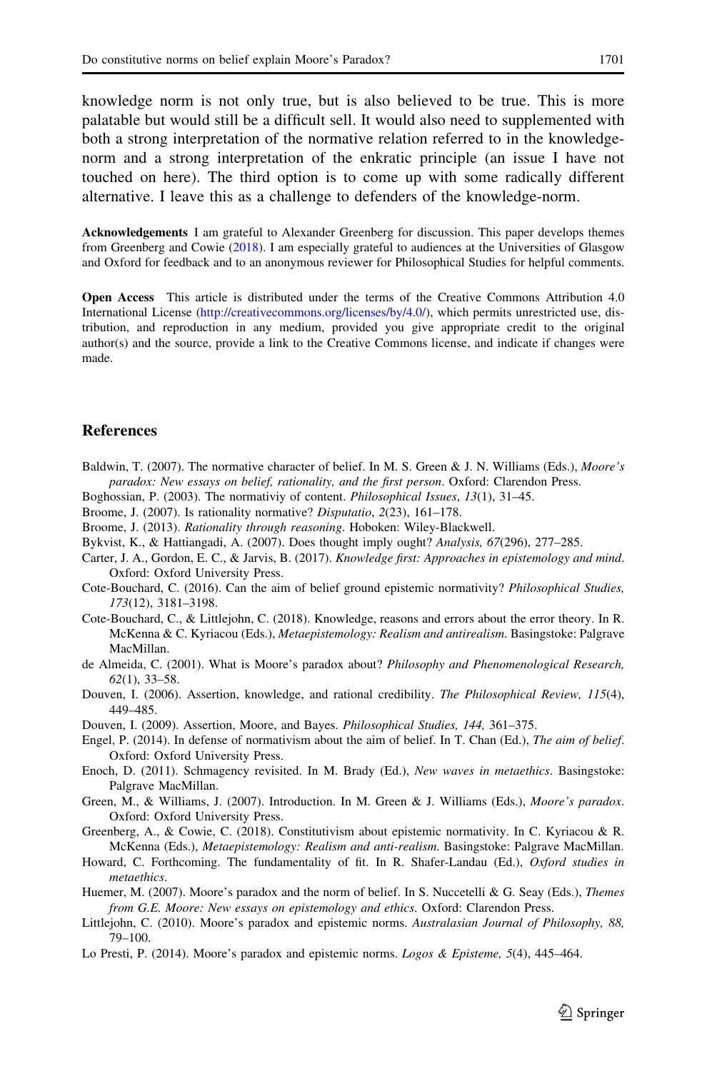knowledge norm is not only true, but is also believed to be true. This is more palatable but would still be a difficult sell. It would also need to supplemented with both a strong interpretation of the normative relation referred to in the knowledge-norm and a strong interpretation of the enkratic principle (an issue I have not touched on here). The third option is to come up with some radically different alternative. I leave this as a challenge to defenders of the knowledge-norm.

**Acknowledgements** I am grateful to Alexander Greenberg for discussion. This paper develops themes from Greenberg and Cowie (2018). I am especially grateful to audiences at the Universities of Glasgow and Oxford for feedback and to an anonymous reviewer for Philosophical Studies for helpful comments.

**Open Access** This article is distributed under the terms of the Creative Commons Attribution 4.0 International License (http://creativecommons.org/licenses/by/4.0/), which permits unrestricted use, distribution, and reproduction in any medium, provided you give appropriate credit to the original author(s) and the source, provide a link to the Creative Commons license, and indicate if changes were made.

## References

Baldwin, T. (2007). The normative character of belief. In M. S. Green & J. N. Williams (Eds.), *Moore's paradox: New essays on belief, rationality, and the first person*. Oxford: Clarendon Press.

Boghossian, P. (2003). The normativiy of content. *Philosophical Issues*, *13*(1), 31–45.

Broome, J. (2007). Is rationality normative? *Disputatio*, *2*(23), 161–178.

Broome, J. (2013). *Rationality through reasoning*. Hoboken: Wiley-Blackwell.

Bykvist, K., & Hattiangadi, A. (2007). Does thought imply ought? *Analysis, 67*(296), 277–285.

Carter, J. A., Gordon, E. C., & Jarvis, B. (2017). *Knowledge first: Approaches in epistemology and mind*. Oxford: Oxford University Press.

Cote-Bouchard, C. (2016). Can the aim of belief ground epistemic normativity? *Philosophical Studies, 173*(12), 3181–3198.

Cote-Bouchard, C., & Littlejohn, C. (2018). Knowledge, reasons and errors about the error theory. In R. McKenna & C. Kyriacou (Eds.), *Metaepistemology: Realism and antirealism*. Basingstoke: Palgrave MacMillan.

de Almeida, C. (2001). What is Moore's paradox about? *Philosophy and Phenomenological Research, 62*(1), 33–58.

Douven, I. (2006). Assertion, knowledge, and rational credibility. *The Philosophical Review, 115*(4), 449–485.

Douven, I. (2009). Assertion, Moore, and Bayes. *Philosophical Studies, 144,* 361–375.

Engel, P. (2014). In defense of normativism about the aim of belief. In T. Chan (Ed.), *The aim of belief*. Oxford: Oxford University Press.

Enoch, D. (2011). Schmagency revisited. In M. Brady (Ed.), *New waves in metaethics*. Basingstoke: Palgrave MacMillan.

Green, M., & Williams, J. (2007). Introduction. In M. Green & J. Williams (Eds.), *Moore's paradox*. Oxford: Oxford University Press.

Greenberg, A., & Cowie, C. (2018). Constitutivism about epistemic normativity. In C. Kyriacou & R. McKenna (Eds.), *Metaepistemology: Realism and anti-realism.* Basingstoke: Palgrave MacMillan.

Howard, C. Forthcoming. The fundamentality of fit. In R. Shafer-Landau (Ed.), *Oxford studies in metaethics*.

Huemer, M. (2007). Moore's paradox and the norm of belief. In S. Nuccetelli & G. Seay (Eds.), *Themes from G.E. Moore: New essays on epistemology and ethics*. Oxford: Clarendon Press.

Littlejohn, C. (2010). Moore's paradox and epistemic norms. *Australasian Journal of Philosophy, 88,* 79–100.

Lo Presti, P. (2014). Moore's paradox and epistemic norms. *Logos & Episteme, 5*(4), 445–464.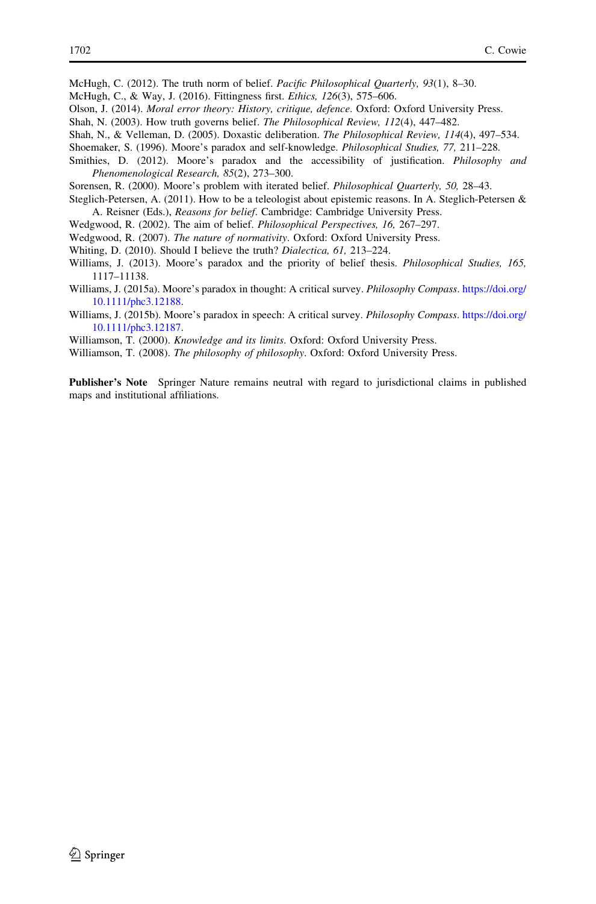McHugh, C. (2012). The truth norm of belief. *Pacific Philosophical Quarterly, 93*(1), 8–30.

McHugh, C., & Way, J. (2016). Fittingness first. *Ethics, 126*(3), 575–606.

Olson, J. (2014). *Moral error theory: History, critique, defence*. Oxford: Oxford University Press.

Shah, N. (2003). How truth governs belief. *The Philosophical Review, 112*(4), 447–482.

Shah, N., & Velleman, D. (2005). Doxastic deliberation. *The Philosophical Review, 114*(4), 497–534.

Shoemaker, S. (1996). Moore's paradox and self-knowledge. *Philosophical Studies, 77,* 211–228.

Smithies, D. (2012). Moore's paradox and the accessibility of justification. *Philosophy and Phenomenological Research, 85*(2), 273–300.

Sorensen, R. (2000). Moore's problem with iterated belief. *Philosophical Quarterly, 50,* 28–43.

Steglich-Petersen, A. (2011). How to be a teleologist about epistemic reasons. In A. Steglich-Petersen & A. Reisner (Eds.), *Reasons for belief*. Cambridge: Cambridge University Press.

Wedgwood, R. (2002). The aim of belief. *Philosophical Perspectives, 16,* 267–297.

Wedgwood, R. (2007). *The nature of normativity*. Oxford: Oxford University Press.

Whiting, D. (2010). Should I believe the truth? *Dialectica, 61,* 213–224.

Williams, J. (2013). Moore's paradox and the priority of belief thesis. *Philosophical Studies, 165,* 1117–11138.

Williams, J. (2015a). Moore's paradox in thought: A critical survey. *Philosophy Compass*. https://doi.org/10.1111/phc3.12188.

Williams, J. (2015b). Moore's paradox in speech: A critical survey. *Philosophy Compass*. https://doi.org/10.1111/phc3.12187.

Williamson, T. (2000). *Knowledge and its limits*. Oxford: Oxford University Press.

Williamson, T. (2008). *The philosophy of philosophy*. Oxford: Oxford University Press.

**Publisher's Note** Springer Nature remains neutral with regard to jurisdictional claims in published maps and institutional affiliations.